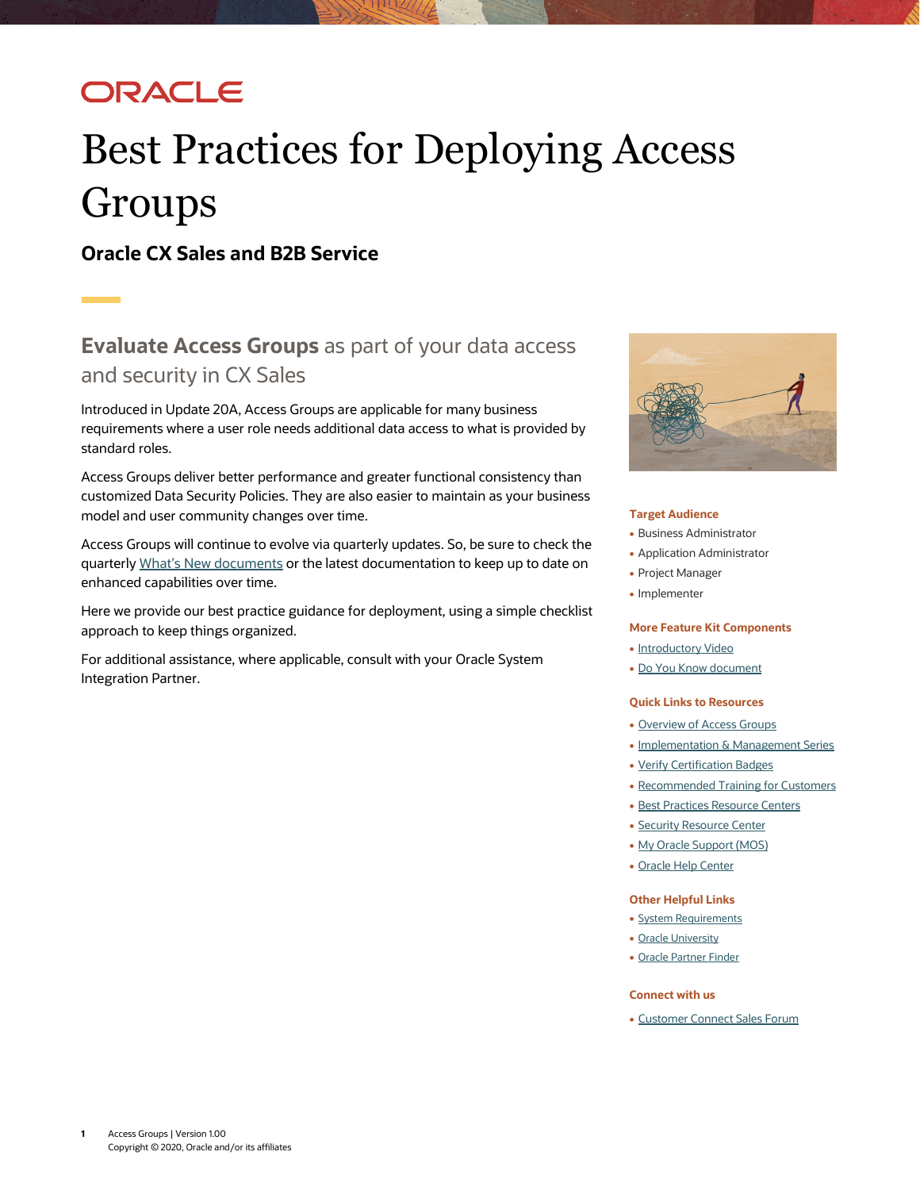ORACLE

# Best Practices for Deploying Access Groups

## Oracle CX Sales and B2B Service

### **Evaluate Access Groups** as part of your data access and security in CX Sales

Introduced in Update 20A, Access Groups are applicable for many business requirements where a user role needs additional data access to what is provided by standard roles.

Access Groups deliver better performance and greater functional consistency than customized Data Security Policies. They are also easier to maintain as your business model and user community changes over time.

Access Groups will continue to evolve via quarterly updates. So, be sure to check the quarterly What's New documents or the latest documentation to keep up to date on enhanced capabilities over time.

Here we provide our best practice guidance for deployment, using a simple checklist approach to keep things organized.

For additional assistance, where applicable, consult with your Oracle System Integration Partner.

#### Target Audience

- Business Administrator
- Application Administrator
- Project Manager
- Implementer

#### More Feature Kit Components

- Introductory Video
- Do You Know document

#### Quick Links to Resources

- Overview of Access Groups
- Implementation & Management Series
- Verify Certification Badges
- Recommended Training for Customers
- Best Practices Resource Centers
- Security Resource Center
- My Oracle Support (MOS)
- Oracle Help Center

#### Other Helpful Links

- System Requirements
- Oracle University
- Oracle Partner Finder

#### Connect with us

- Customer Connect Sales Forum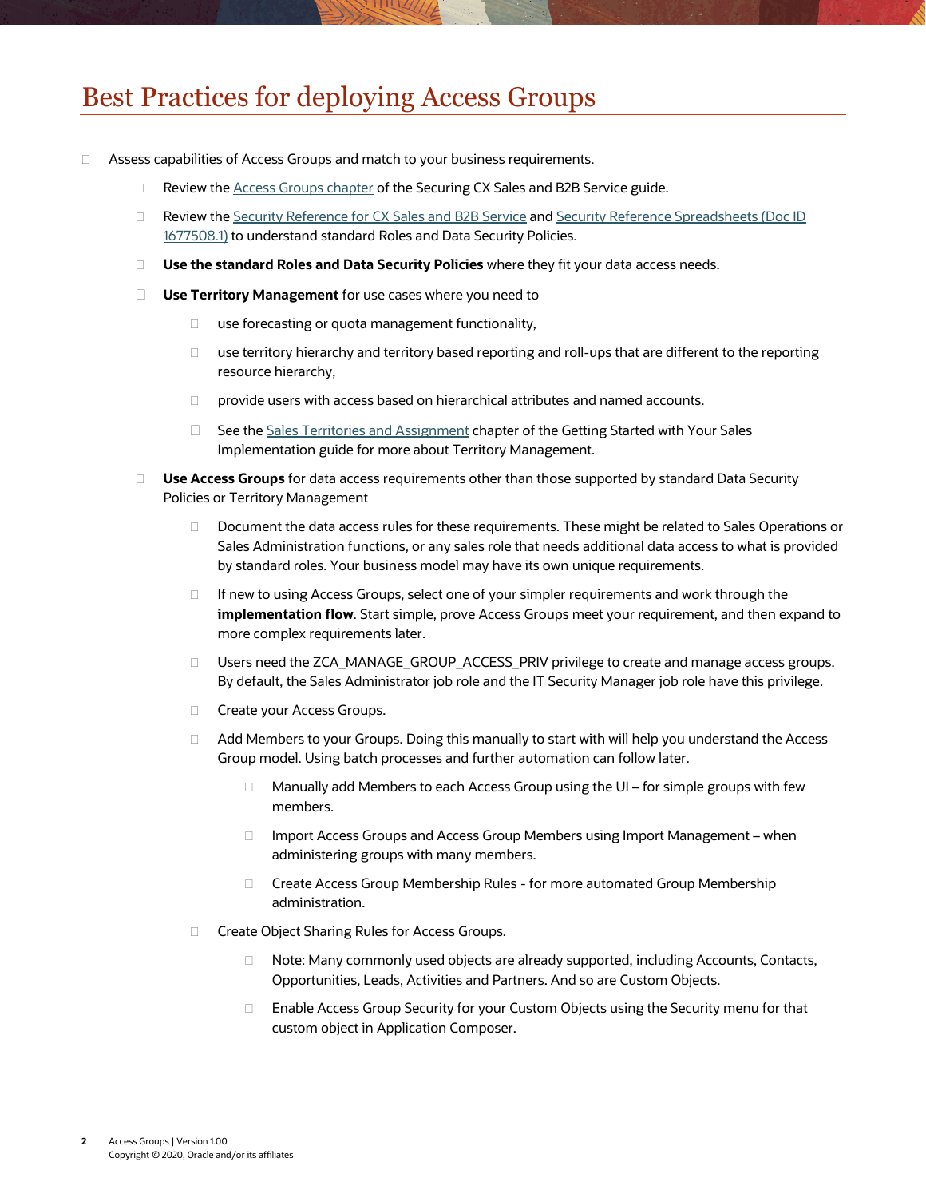# Best Practices for deploying Access Groups

- Assess capabilities of Access Groups and match to your business requirements.
  - Review the Access Groups chapter of the Securing CX Sales and B2B Service guide.
  - Review the Security Reference for CX Sales and B2B Service and Security Reference Spreadsheets (Doc ID 1677508.1) to understand standard Roles and Data Security Policies.
  - **Use the standard Roles and Data Security Policies** where they fit your data access needs.
  - **Use Territory Management** for use cases where you need to
    - use forecasting or quota management functionality,
    - use territory hierarchy and territory based reporting and roll-ups that are different to the reporting resource hierarchy,
    - provide users with access based on hierarchical attributes and named accounts.
    - See the Sales Territories and Assignment chapter of the Getting Started with Your Sales Implementation guide for more about Territory Management.
  - **Use Access Groups** for data access requirements other than those supported by standard Data Security Policies or Territory Management
    - Document the data access rules for these requirements. These might be related to Sales Operations or Sales Administration functions, or any sales role that needs additional data access to what is provided by standard roles. Your business model may have its own unique requirements.
    - If new to using Access Groups, select one of your simpler requirements and work through the **implementation flow**. Start simple, prove Access Groups meet your requirement, and then expand to more complex requirements later.
    - Users need the ZCA_MANAGE_GROUP_ACCESS_PRIV privilege to create and manage access groups. By default, the Sales Administrator job role and the IT Security Manager job role have this privilege.
    - Create your Access Groups.
    - Add Members to your Groups. Doing this manually to start with will help you understand the Access Group model. Using batch processes and further automation can follow later.
      - Manually add Members to each Access Group using the UI – for simple groups with few members.
      - Import Access Groups and Access Group Members using Import Management – when administering groups with many members.
      - Create Access Group Membership Rules - for more automated Group Membership administration.
    - Create Object Sharing Rules for Access Groups.
      - Note: Many commonly used objects are already supported, including Accounts, Contacts, Opportunities, Leads, Activities and Partners. And so are Custom Objects.
      - Enable Access Group Security for your Custom Objects using the Security menu for that custom object in Application Composer.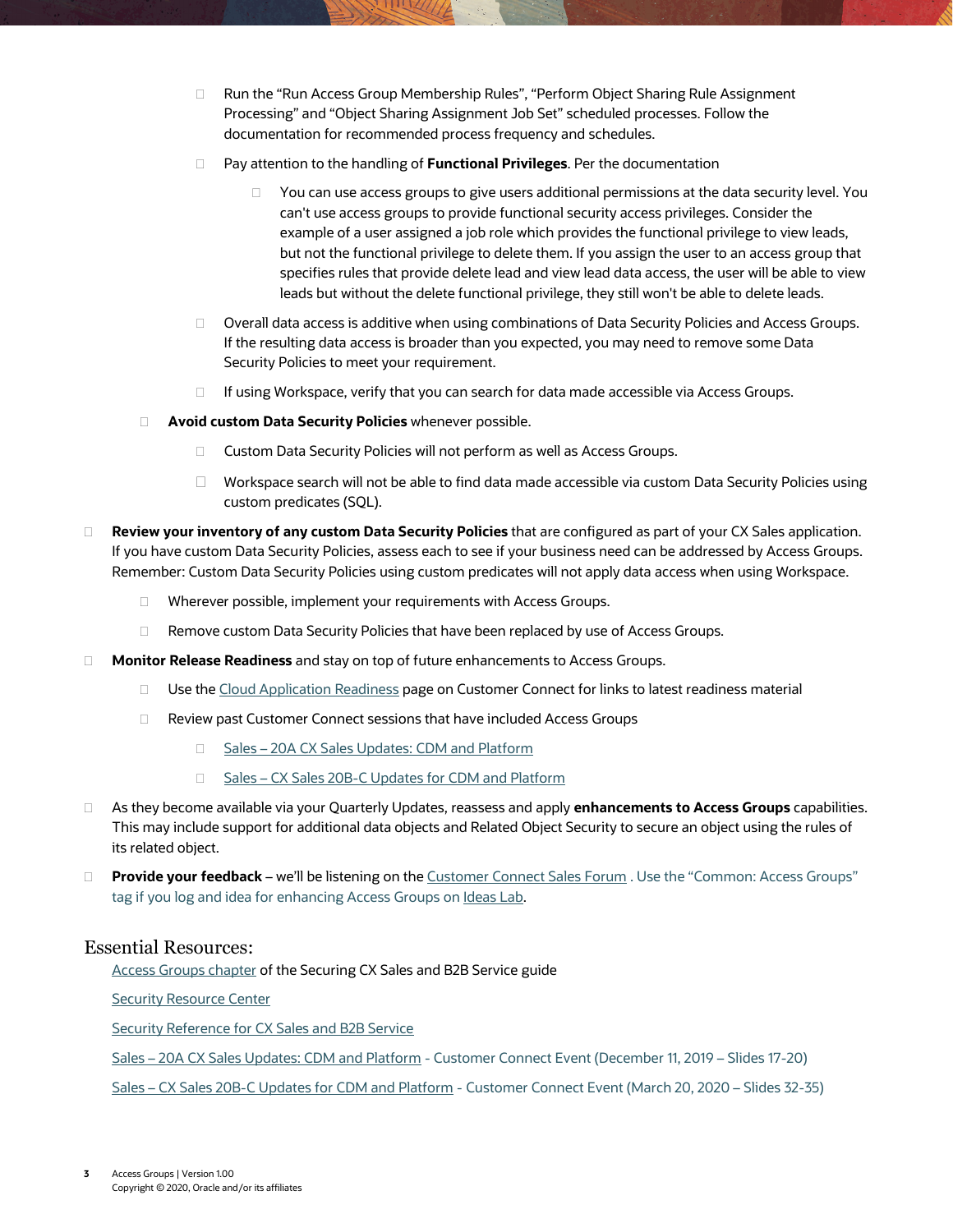- Run the "Run Access Group Membership Rules", "Perform Object Sharing Rule Assignment Processing" and "Object Sharing Assignment Job Set" scheduled processes. Follow the documentation for recommended process frequency and schedules.
    - Pay attention to the handling of **Functional Privileges**. Per the documentation
      - You can use access groups to give users additional permissions at the data security level. You can't use access groups to provide functional security access privileges. Consider the example of a user assigned a job role which provides the functional privilege to view leads, but not the functional privilege to delete them. If you assign the user to an access group that specifies rules that provide delete lead and view lead data access, the user will be able to view leads but without the delete functional privilege, they still won't be able to delete leads.
    - Overall data access is additive when using combinations of Data Security Policies and Access Groups. If the resulting data access is broader than you expected, you may need to remove some Data Security Policies to meet your requirement.
    - If using Workspace, verify that you can search for data made accessible via Access Groups.
  - **Avoid custom Data Security Policies** whenever possible.
    - Custom Data Security Policies will not perform as well as Access Groups.
    - Workspace search will not be able to find data made accessible via custom Data Security Policies using custom predicates (SQL).
- **Review your inventory of any custom Data Security Policies** that are configured as part of your CX Sales application. If you have custom Data Security Policies, assess each to see if your business need can be addressed by Access Groups. Remember: Custom Data Security Policies using custom predicates will not apply data access when using Workspace.
  - Wherever possible, implement your requirements with Access Groups.
  - Remove custom Data Security Policies that have been replaced by use of Access Groups.
- **Monitor Release Readiness** and stay on top of future enhancements to Access Groups.
  - Use the Cloud Application Readiness page on Customer Connect for links to latest readiness material
  - Review past Customer Connect sessions that have included Access Groups
    - Sales – 20A CX Sales Updates: CDM and Platform
    - Sales – CX Sales 20B-C Updates for CDM and Platform
- As they become available via your Quarterly Updates, reassess and apply **enhancements to Access Groups** capabilities. This may include support for additional data objects and Related Object Security to secure an object using the rules of its related object.
- **Provide your feedback** – we'll be listening on the Customer Connect Sales Forum . Use the "Common: Access Groups" tag if you log and idea for enhancing Access Groups on Ideas Lab.

## Essential Resources:

Access Groups chapter of the Securing CX Sales and B2B Service guide

Security Resource Center

Security Reference for CX Sales and B2B Service

Sales – 20A CX Sales Updates: CDM and Platform - Customer Connect Event (December 11, 2019 – Slides 17-20)

Sales – CX Sales 20B-C Updates for CDM and Platform - Customer Connect Event (March 20, 2020 – Slides 32-35)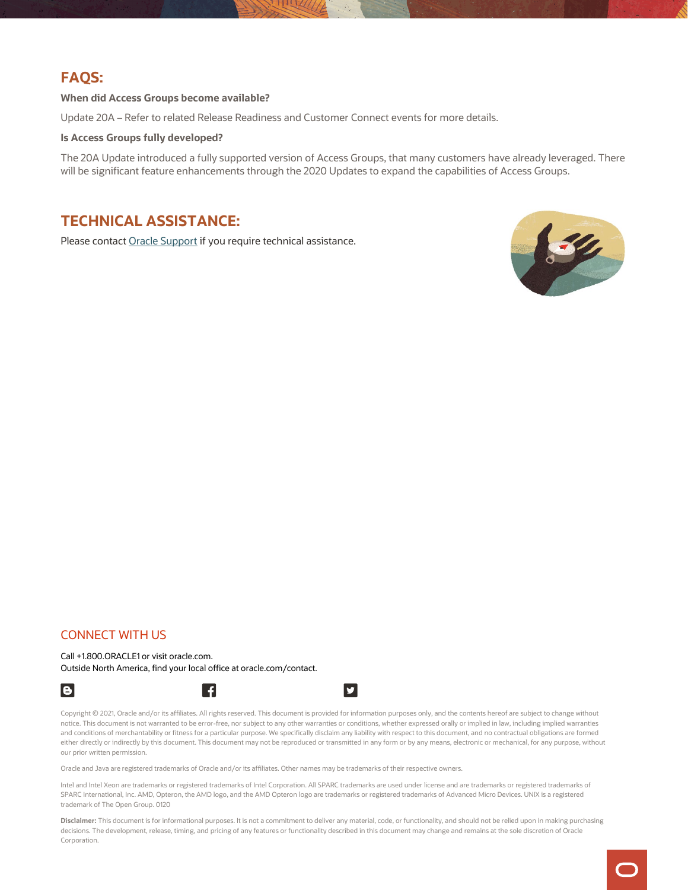## FAQS:

**When did Access Groups become available?**

Update 20A – Refer to related Release Readiness and Customer Connect events for more details.

**Is Access Groups fully developed?**

The 20A Update introduced a fully supported version of Access Groups, that many customers have already leveraged. There will be significant feature enhancements through the 2020 Updates to expand the capabilities of Access Groups.

## TECHNICAL ASSISTANCE:

Please contact Oracle Support if you require technical assistance.

### CONNECT WITH US

Call +1.800.ORACLE1 or visit oracle.com.
Outside North America, find your local office at oracle.com/contact.

Copyright © 2021, Oracle and/or its affiliates. All rights reserved. This document is provided for information purposes only, and the contents hereof are subject to change without notice. This document is not warranted to be error-free, nor subject to any other warranties or conditions, whether expressed orally or implied in law, including implied warranties and conditions of merchantability or fitness for a particular purpose. We specifically disclaim any liability with respect to this document, and no contractual obligations are formed either directly or indirectly by this document. This document may not be reproduced or transmitted in any form or by any means, electronic or mechanical, for any purpose, without our prior written permission.

Oracle and Java are registered trademarks of Oracle and/or its affiliates. Other names may be trademarks of their respective owners.

Intel and Intel Xeon are trademarks or registered trademarks of Intel Corporation. All SPARC trademarks are used under license and are trademarks or registered trademarks of SPARC International, Inc. AMD, Opteron, the AMD logo, and the AMD Opteron logo are trademarks or registered trademarks of Advanced Micro Devices. UNIX is a registered trademark of The Open Group. 0120

**Disclaimer:** This document is for informational purposes. It is not a commitment to deliver any material, code, or functionality, and should not be relied upon in making purchasing decisions. The development, release, timing, and pricing of any features or functionality described in this document may change and remains at the sole discretion of Oracle Corporation.